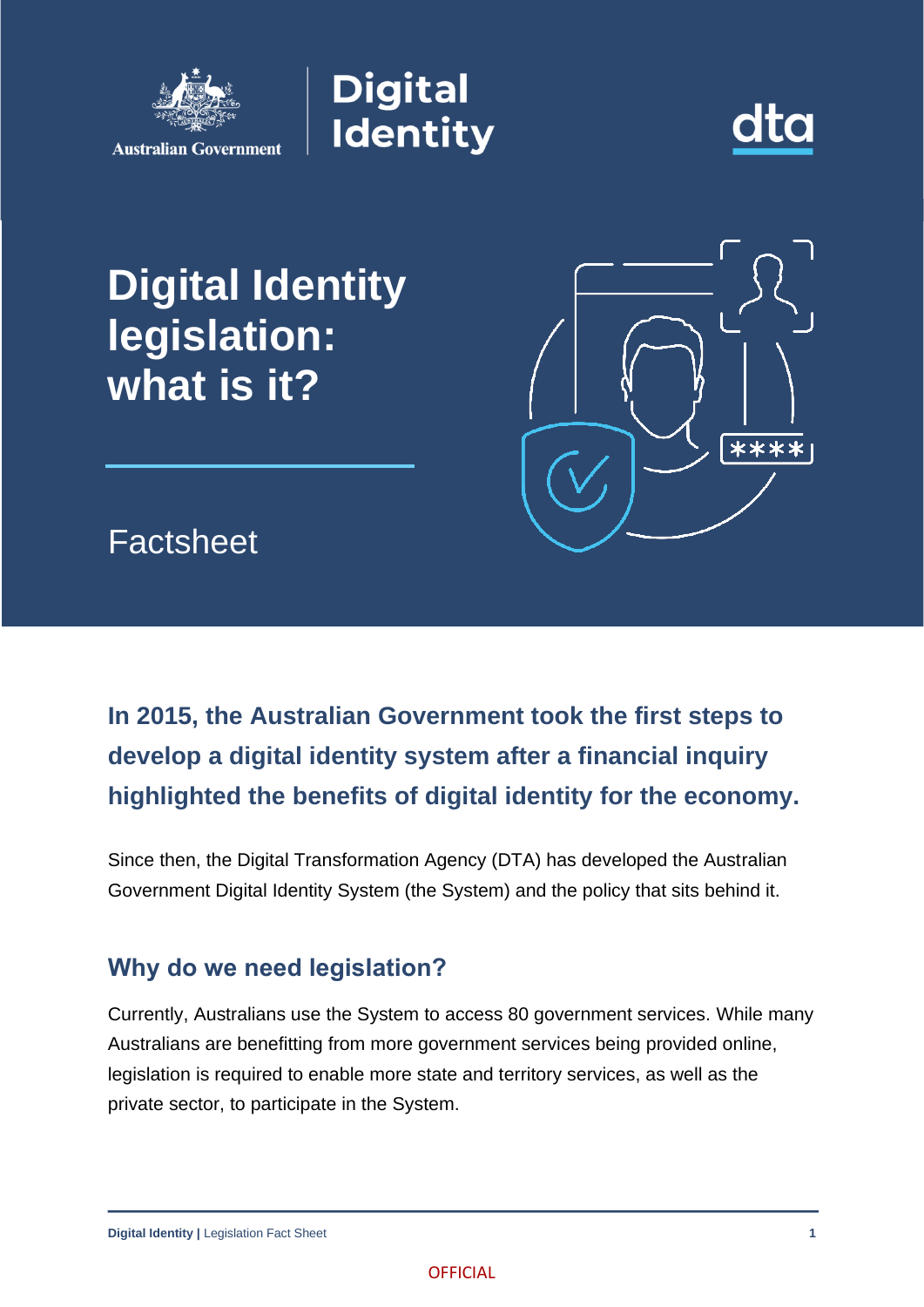# Digital Identity legislation: what is it?

Factsheet

**In 2015, the Australian Government took the first steps to develop a digital identity system after a financial inquiry highlighted the benefits of digital identity for the economy.**

Since then, the Digital Transformation Agency (DTA) has developed the Australian Government Digital Identity System (the System) and the policy that sits behind it.

## Why do we need legislation?

Currently, Australians use the System to access 80 government services. While many Australians are benefitting from more government services being provided online, legislation is required to enable more state and territory services, as well as the private sector, to participate in the System.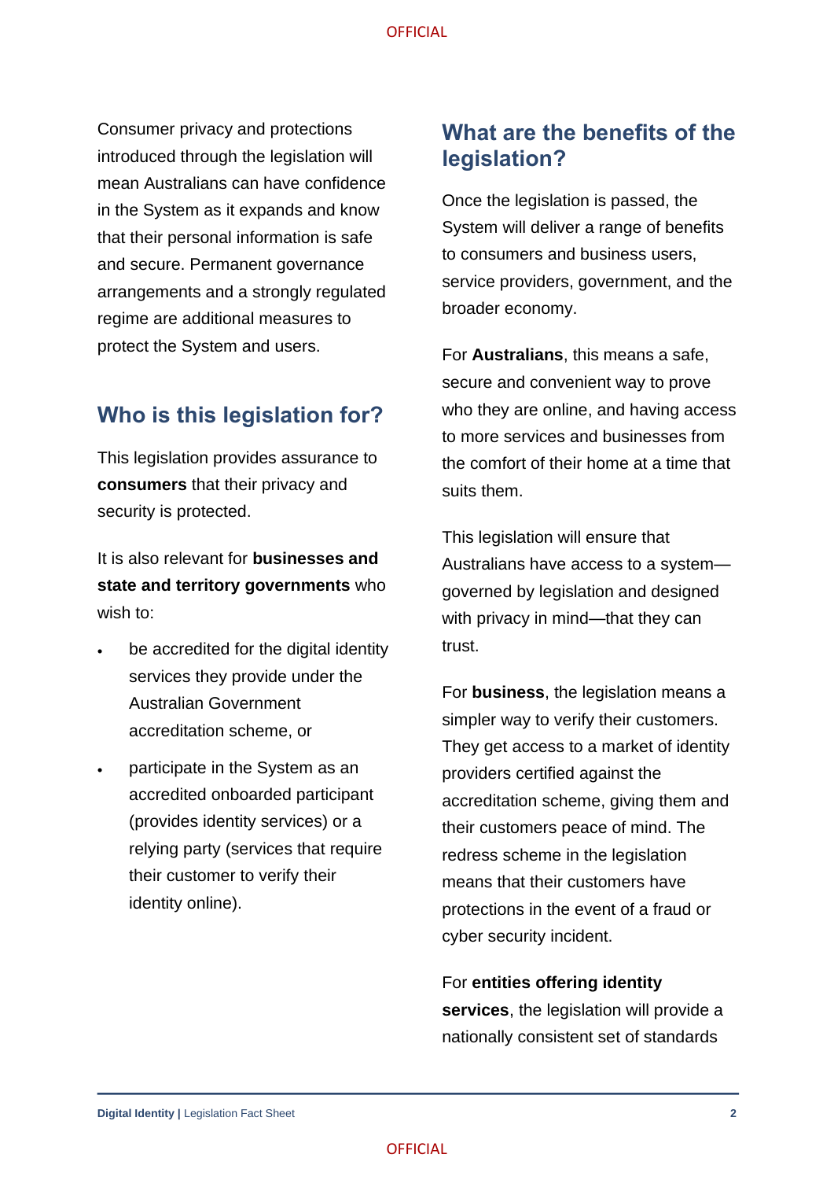Consumer privacy and protections introduced through the legislation will mean Australians can have confidence in the System as it expands and know that their personal information is safe and secure. Permanent governance arrangements and a strongly regulated regime are additional measures to protect the System and users.

## Who is this legislation for?

This legislation provides assurance to **consumers** that their privacy and security is protected.

It is also relevant for **businesses and state and territory governments** who wish to:

- be accredited for the digital identity services they provide under the Australian Government accreditation scheme, or
- participate in the System as an accredited onboarded participant (provides identity services) or a relying party (services that require their customer to verify their identity online).

## What are the benefits of the legislation?

Once the legislation is passed, the System will deliver a range of benefits to consumers and business users, service providers, government, and the broader economy.

For **Australians**, this means a safe, secure and convenient way to prove who they are online, and having access to more services and businesses from the comfort of their home at a time that suits them.

This legislation will ensure that Australians have access to a system—governed by legislation and designed with privacy in mind—that they can trust.

For **business**, the legislation means a simpler way to verify their customers. They get access to a market of identity providers certified against the accreditation scheme, giving them and their customers peace of mind. The redress scheme in the legislation means that their customers have protections in the event of a fraud or cyber security incident.

For **entities offering identity services**, the legislation will provide a nationally consistent set of standards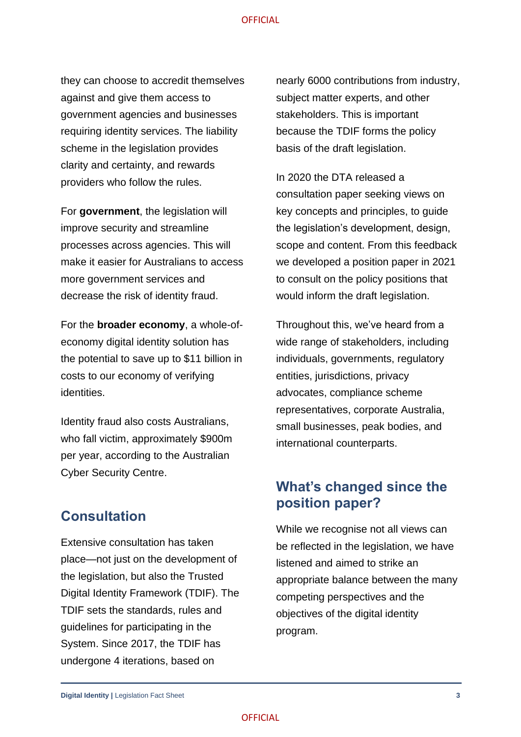they can choose to accredit themselves against and give them access to government agencies and businesses requiring identity services. The liability scheme in the legislation provides clarity and certainty, and rewards providers who follow the rules.

For **government**, the legislation will improve security and streamline processes across agencies. This will make it easier for Australians to access more government services and decrease the risk of identity fraud.

For the **broader economy**, a whole-of-economy digital identity solution has the potential to save up to $11 billion in costs to our economy of verifying identities.

Identity fraud also costs Australians, who fall victim, approximately $900m per year, according to the Australian Cyber Security Centre.

## Consultation

Extensive consultation has taken place—not just on the development of the legislation, but also the Trusted Digital Identity Framework (TDIF). The TDIF sets the standards, rules and guidelines for participating in the System. Since 2017, the TDIF has undergone 4 iterations, based on nearly 6000 contributions from industry, subject matter experts, and other stakeholders. This is important because the TDIF forms the policy basis of the draft legislation.

In 2020 the DTA released a consultation paper seeking views on key concepts and principles, to guide the legislation's development, design, scope and content. From this feedback we developed a position paper in 2021 to consult on the policy positions that would inform the draft legislation.

Throughout this, we've heard from a wide range of stakeholders, including individuals, governments, regulatory entities, jurisdictions, privacy advocates, compliance scheme representatives, corporate Australia, small businesses, peak bodies, and international counterparts.

## What's changed since the position paper?

While we recognise not all views can be reflected in the legislation, we have listened and aimed to strike an appropriate balance between the many competing perspectives and the objectives of the digital identity program.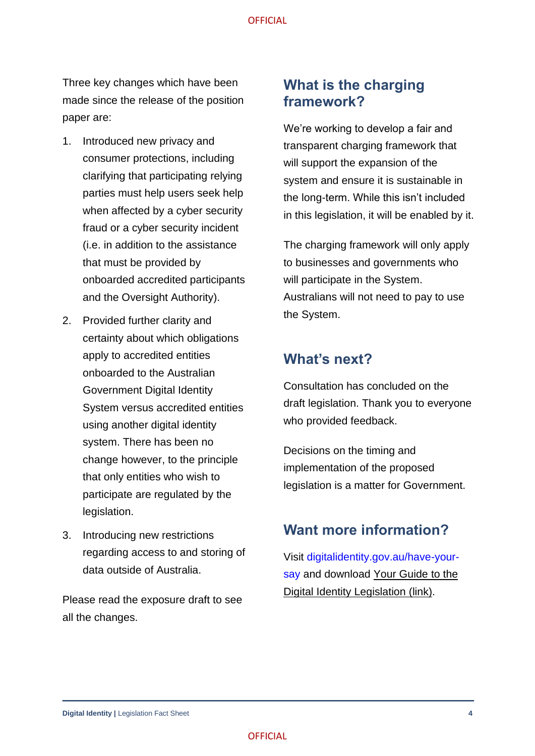Three key changes which have been made since the release of the position paper are:

1. Introduced new privacy and consumer protections, including clarifying that participating relying parties must help users seek help when affected by a cyber security fraud or a cyber security incident (i.e. in addition to the assistance that must be provided by onboarded accredited participants and the Oversight Authority).
2. Provided further clarity and certainty about which obligations apply to accredited entities onboarded to the Australian Government Digital Identity System versus accredited entities using another digital identity system. There has been no change however, to the principle that only entities who wish to participate are regulated by the legislation.
3. Introducing new restrictions regarding access to and storing of data outside of Australia.

Please read the exposure draft to see all the changes.

## What is the charging framework?

We're working to develop a fair and transparent charging framework that will support the expansion of the system and ensure it is sustainable in the long-term. While this isn't included in this legislation, it will be enabled by it.

The charging framework will only apply to businesses and governments who will participate in the System. Australians will not need to pay to use the System.

## What's next?

Consultation has concluded on the draft legislation. Thank you to everyone who provided feedback.

Decisions on the timing and implementation of the proposed legislation is a matter for Government.

## Want more information?

Visit digitalidentity.gov.au/have-your-say and download Your Guide to the Digital Identity Legislation (link).